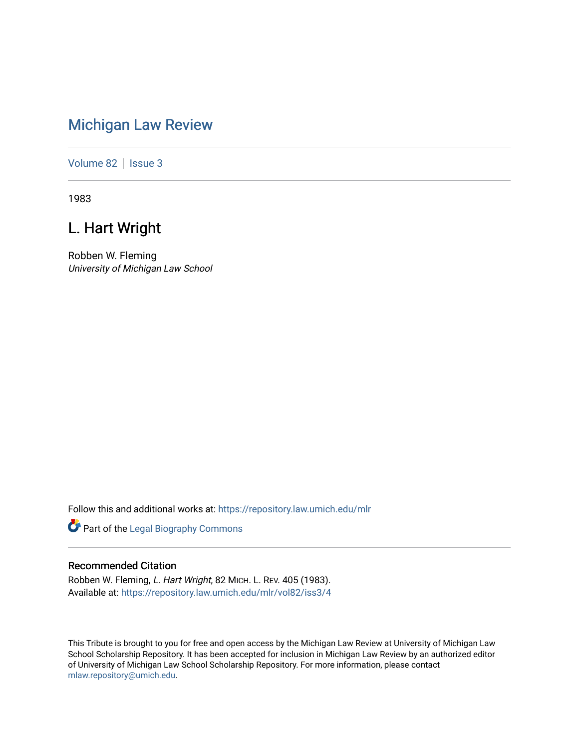# Michigan Law Review

Volume 82 | Issue 3

1983

## L. Hart Wright

Robben W. Fleming
*University of Michigan Law School*

Follow this and additional works at: https://repository.law.umich.edu/mlr

Part of the Legal Biography Commons

### Recommended Citation

Robben W. Fleming, *L. Hart Wright*, 82 MICH. L. REV. 405 (1983).
Available at: https://repository.law.umich.edu/mlr/vol82/iss3/4

This Tribute is brought to you for free and open access by the Michigan Law Review at University of Michigan Law School Scholarship Repository. It has been accepted for inclusion in Michigan Law Review by an authorized editor of University of Michigan Law School Scholarship Repository. For more information, please contact mlaw.repository@umich.edu.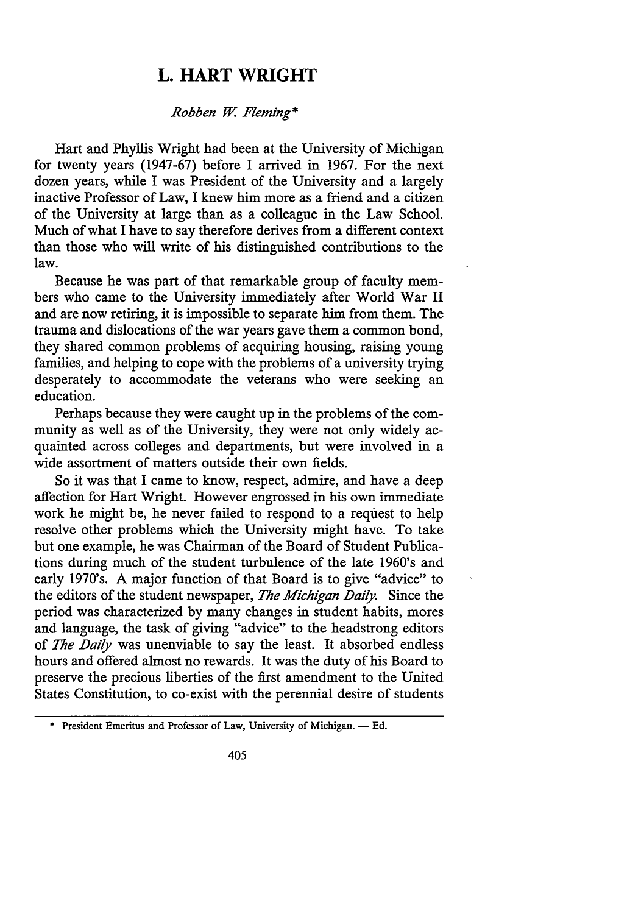# L. HART WRIGHT

*Robben W. Fleming**

Hart and Phyllis Wright had been at the University of Michigan for twenty years (1947-67) before I arrived in 1967. For the next dozen years, while I was President of the University and a largely inactive Professor of Law, I knew him more as a friend and a citizen of the University at large than as a colleague in the Law School. Much of what I have to say therefore derives from a different context than those who will write of his distinguished contributions to the law.

Because he was part of that remarkable group of faculty members who came to the University immediately after World War II and are now retiring, it is impossible to separate him from them. The trauma and dislocations of the war years gave them a common bond, they shared common problems of acquiring housing, raising young families, and helping to cope with the problems of a university trying desperately to accommodate the veterans who were seeking an education.

Perhaps because they were caught up in the problems of the community as well as of the University, they were not only widely acquainted across colleges and departments, but were involved in a wide assortment of matters outside their own fields.

So it was that I came to know, respect, admire, and have a deep affection for Hart Wright. However engrossed in his own immediate work he might be, he never failed to respond to a request to help resolve other problems which the University might have. To take but one example, he was Chairman of the Board of Student Publications during much of the student turbulence of the late 1960's and early 1970's. A major function of that Board is to give "advice" to the editors of the student newspaper, *The Michigan Daily*. Since the period was characterized by many changes in student habits, mores and language, the task of giving "advice" to the headstrong editors of *The Daily* was unenviable to say the least. It absorbed endless hours and offered almost no rewards. It was the duty of his Board to preserve the precious liberties of the first amendment to the United States Constitution, to co-exist with the perennial desire of students

---

\* President Emeritus and Professor of Law, University of Michigan. — Ed.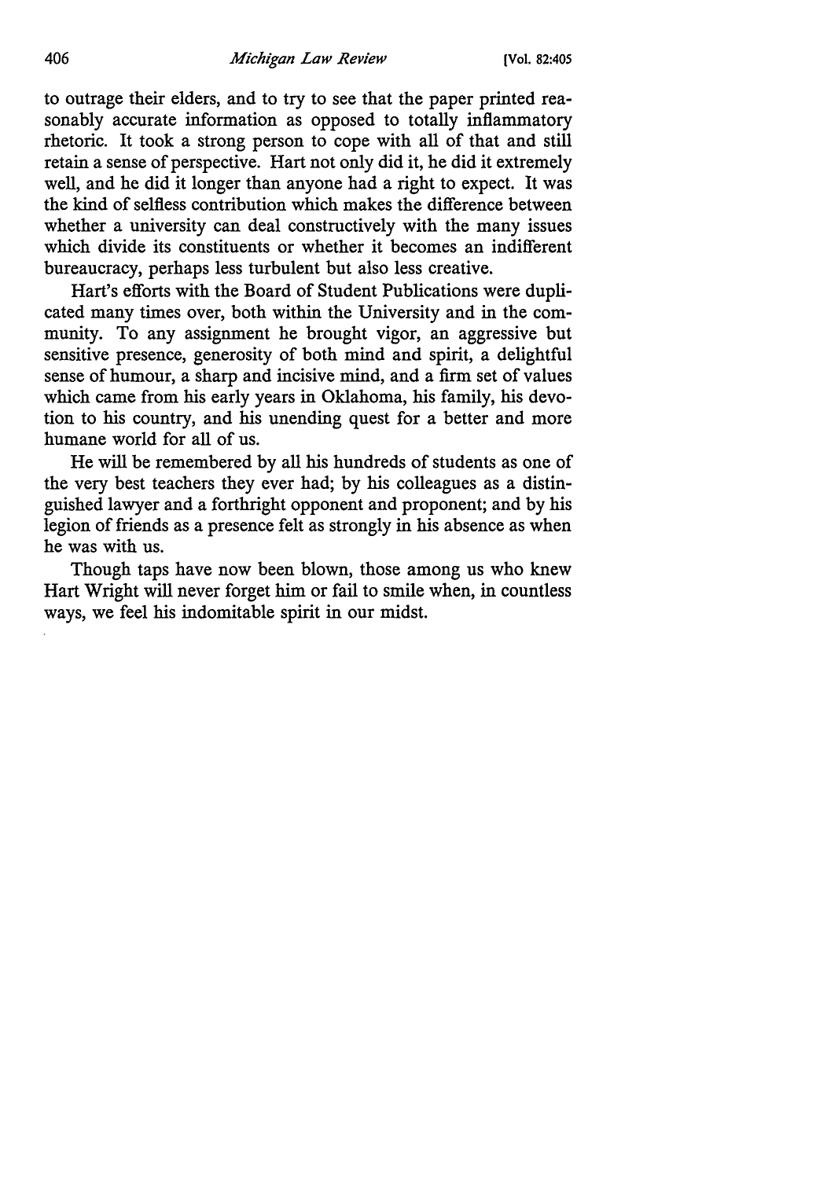to outrage their elders, and to try to see that the paper printed reasonably accurate information as opposed to totally inflammatory rhetoric. It took a strong person to cope with all of that and still retain a sense of perspective. Hart not only did it, he did it extremely well, and he did it longer than anyone had a right to expect. It was the kind of selfless contribution which makes the difference between whether a university can deal constructively with the many issues which divide its constituents or whether it becomes an indifferent bureaucracy, perhaps less turbulent but also less creative.

Hart's efforts with the Board of Student Publications were duplicated many times over, both within the University and in the community. To any assignment he brought vigor, an aggressive but sensitive presence, generosity of both mind and spirit, a delightful sense of humour, a sharp and incisive mind, and a firm set of values which came from his early years in Oklahoma, his family, his devotion to his country, and his unending quest for a better and more humane world for all of us.

He will be remembered by all his hundreds of students as one of the very best teachers they ever had; by his colleagues as a distinguished lawyer and a forthright opponent and proponent; and by his legion of friends as a presence felt as strongly in his absence as when he was with us.

Though taps have now been blown, those among us who knew Hart Wright will never forget him or fail to smile when, in countless ways, we feel his indomitable spirit in our midst.